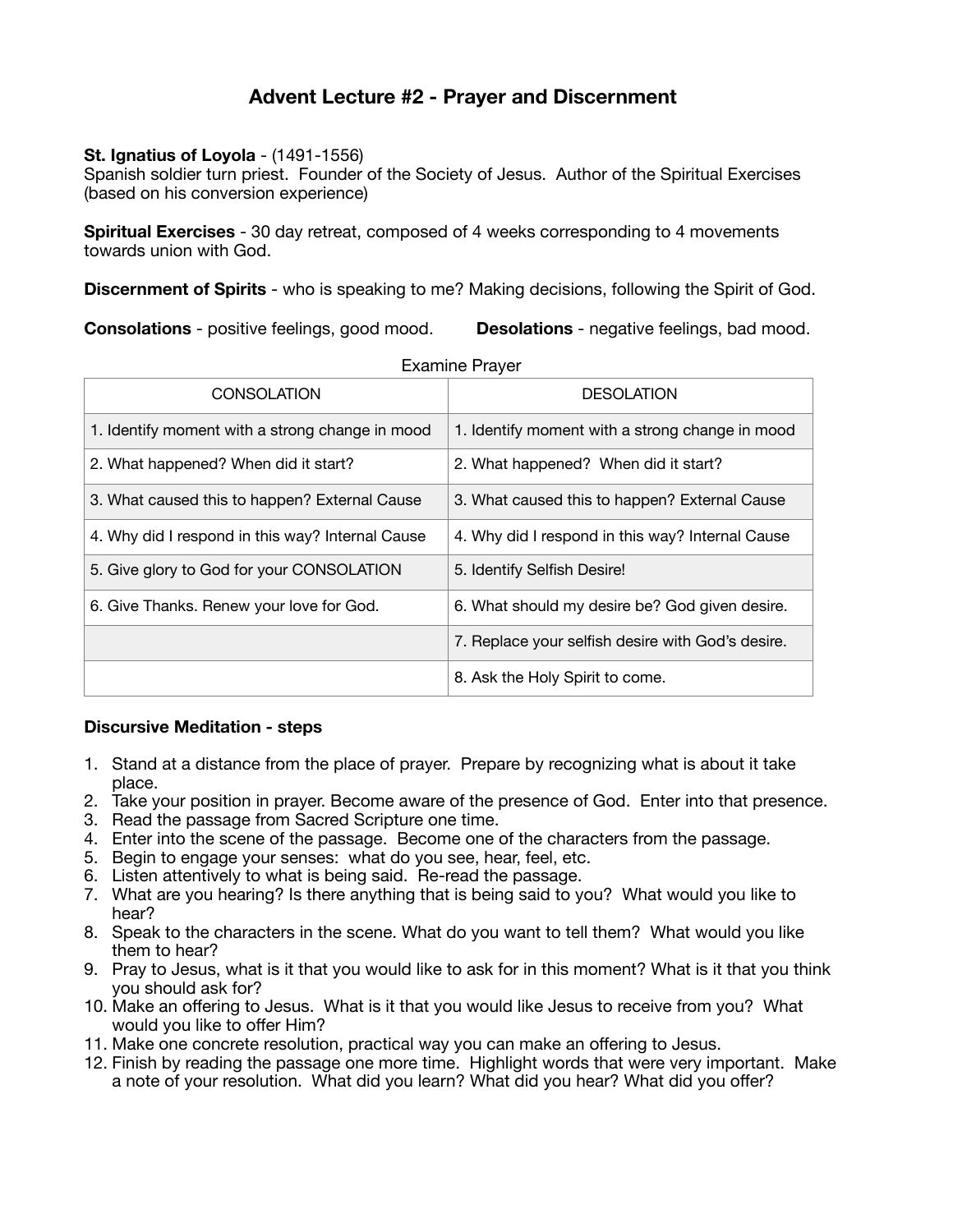# Advent Lecture #2 - Prayer and Discernment

**St. Ignatius of Loyola** - (1491-1556)
Spanish soldier turn priest. Founder of the Society of Jesus. Author of the Spiritual Exercises (based on his conversion experience)

**Spiritual Exercises** - 30 day retreat, composed of 4 weeks corresponding to 4 movements towards union with God.

**Discernment of Spirits** - who is speaking to me? Making decisions, following the Spirit of God.

**Consolations** - positive feelings, good mood. **Desolations** - negative feelings, bad mood.

Examine Prayer

| CONSOLATION | DESOLATION |
|---|---|
| 1. Identify moment with a strong change in mood | 1. Identify moment with a strong change in mood |
| 2. What happened? When did it start? | 2. What happened? When did it start? |
| 3. What caused this to happen? External Cause | 3. What caused this to happen? External Cause |
| 4. Why did I respond in this way? Internal Cause | 4. Why did I respond in this way? Internal Cause |
| 5. Give glory to God for your CONSOLATION | 5. Identify Selfish Desire! |
| 6. Give Thanks. Renew your love for God. | 6. What should my desire be? God given desire. |
| | 7. Replace your selfish desire with God's desire. |
| | 8. Ask the Holy Spirit to come. |

**Discursive Meditation - steps**

1. Stand at a distance from the place of prayer. Prepare by recognizing what is about it take place.
2. Take your position in prayer. Become aware of the presence of God. Enter into that presence.
3. Read the passage from Sacred Scripture one time.
4. Enter into the scene of the passage. Become one of the characters from the passage.
5. Begin to engage your senses: what do you see, hear, feel, etc.
6. Listen attentively to what is being said. Re-read the passage.
7. What are you hearing? Is there anything that is being said to you? What would you like to hear?
8. Speak to the characters in the scene. What do you want to tell them? What would you like them to hear?
9. Pray to Jesus, what is it that you would like to ask for in this moment? What is it that you think you should ask for?
10. Make an offering to Jesus. What is it that you would like Jesus to receive from you? What would you like to offer Him?
11. Make one concrete resolution, practical way you can make an offering to Jesus.
12. Finish by reading the passage one more time. Highlight words that were very important. Make a note of your resolution. What did you learn? What did you hear? What did you offer?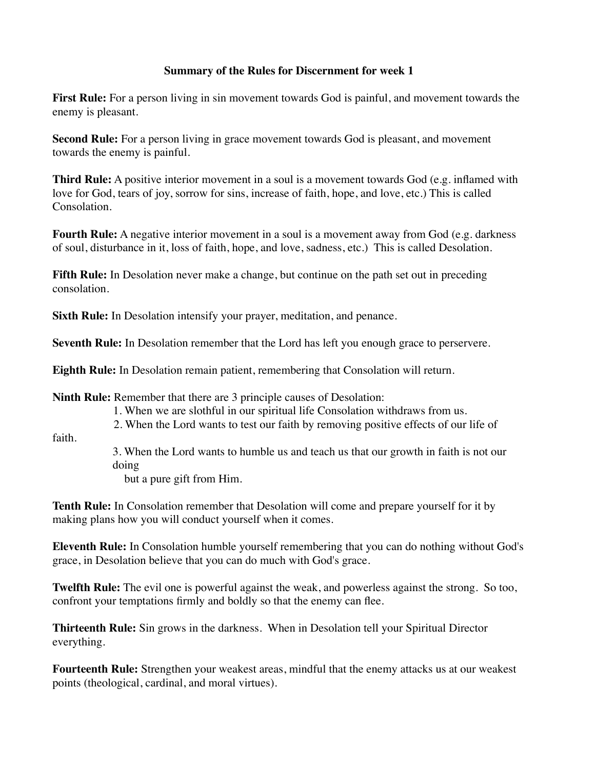**Summary of the Rules for Discernment for week 1**

**First Rule:** For a person living in sin movement towards God is painful, and movement towards the enemy is pleasant.

**Second Rule:** For a person living in grace movement towards God is pleasant, and movement towards the enemy is painful.

**Third Rule:** A positive interior movement in a soul is a movement towards God (e.g. inflamed with love for God, tears of joy, sorrow for sins, increase of faith, hope, and love, etc.) This is called Consolation.

**Fourth Rule:** A negative interior movement in a soul is a movement away from God (e.g. darkness of soul, disturbance in it, loss of faith, hope, and love, sadness, etc.) This is called Desolation.

**Fifth Rule:** In Desolation never make a change, but continue on the path set out in preceding consolation.

**Sixth Rule:** In Desolation intensify your prayer, meditation, and penance.

**Seventh Rule:** In Desolation remember that the Lord has left you enough grace to perservere.

**Eighth Rule:** In Desolation remain patient, remembering that Consolation will return.

**Ninth Rule:** Remember that there are 3 principle causes of Desolation:

1. When we are slothful in our spiritual life Consolation withdraws from us.
2. When the Lord wants to test our faith by removing positive effects of our life of faith.
3. When the Lord wants to humble us and teach us that our growth in faith is not our doing but a pure gift from Him.

**Tenth Rule:** In Consolation remember that Desolation will come and prepare yourself for it by making plans how you will conduct yourself when it comes.

**Eleventh Rule:** In Consolation humble yourself remembering that you can do nothing without God's grace, in Desolation believe that you can do much with God's grace.

**Twelfth Rule:** The evil one is powerful against the weak, and powerless against the strong. So too, confront your temptations firmly and boldly so that the enemy can flee.

**Thirteenth Rule:** Sin grows in the darkness. When in Desolation tell your Spiritual Director everything.

**Fourteenth Rule:** Strengthen your weakest areas, mindful that the enemy attacks us at our weakest points (theological, cardinal, and moral virtues).